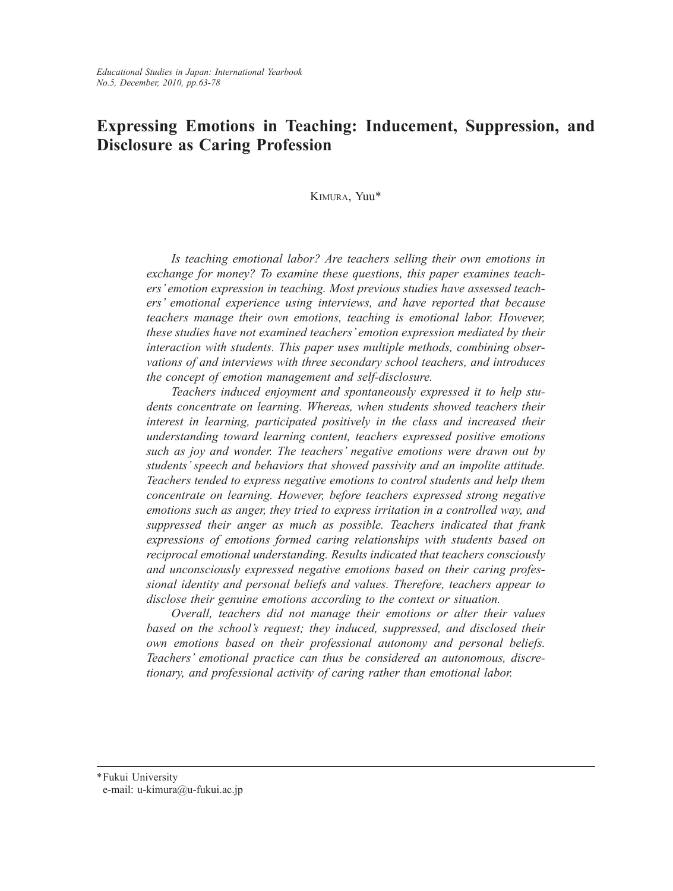# Expressing Emotions in Teaching: Inducement, Suppression, and Disclosure as Caring Profession

Kimura, Yuu*

*Is teaching emotional labor? Are teachers selling their own emotions in exchange for money? To examine these questions, this paper examines teachers' emotion expression in teaching. Most previous studies have assessed teachers' emotional experience using interviews, and have reported that because teachers manage their own emotions, teaching is emotional labor. However, these studies have not examined teachers' emotion expression mediated by their interaction with students. This paper uses multiple methods, combining observations of and interviews with three secondary school teachers, and introduces the concept of emotion management and self-disclosure.*

*Teachers induced enjoyment and spontaneously expressed it to help students concentrate on learning. Whereas, when students showed teachers their interest in learning, participated positively in the class and increased their understanding toward learning content, teachers expressed positive emotions such as joy and wonder. The teachers' negative emotions were drawn out by students' speech and behaviors that showed passivity and an impolite attitude. Teachers tended to express negative emotions to control students and help them concentrate on learning. However, before teachers expressed strong negative emotions such as anger, they tried to express irritation in a controlled way, and suppressed their anger as much as possible. Teachers indicated that frank expressions of emotions formed caring relationships with students based on reciprocal emotional understanding. Results indicated that teachers consciously and unconsciously expressed negative emotions based on their caring professional identity and personal beliefs and values. Therefore, teachers appear to disclose their genuine emotions according to the context or situation.*

*Overall, teachers did not manage their emotions or alter their values based on the school's request; they induced, suppressed, and disclosed their own emotions based on their professional autonomy and personal beliefs. Teachers' emotional practice can thus be considered an autonomous, discretionary, and professional activity of caring rather than emotional labor.*

---

*Fukui University
e-mail: u-kimura@u-fukui.ac.jp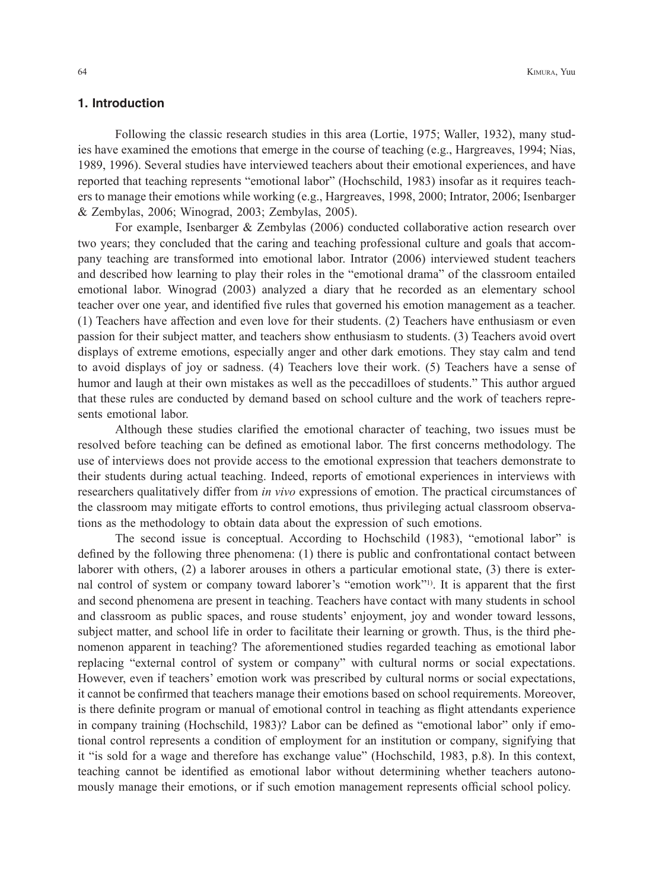## 1. Introduction

Following the classic research studies in this area (Lortie, 1975; Waller, 1932), many studies have examined the emotions that emerge in the course of teaching (e.g., Hargreaves, 1994; Nias, 1989, 1996). Several studies have interviewed teachers about their emotional experiences, and have reported that teaching represents "emotional labor" (Hochschild, 1983) insofar as it requires teachers to manage their emotions while working (e.g., Hargreaves, 1998, 2000; Intrator, 2006; Isenbarger & Zembylas, 2006; Winograd, 2003; Zembylas, 2005).

For example, Isenbarger & Zembylas (2006) conducted collaborative action research over two years; they concluded that the caring and teaching professional culture and goals that accompany teaching are transformed into emotional labor. Intrator (2006) interviewed student teachers and described how learning to play their roles in the "emotional drama" of the classroom entailed emotional labor. Winograd (2003) analyzed a diary that he recorded as an elementary school teacher over one year, and identified five rules that governed his emotion management as a teacher. (1) Teachers have affection and even love for their students. (2) Teachers have enthusiasm or even passion for their subject matter, and teachers show enthusiasm to students. (3) Teachers avoid overt displays of extreme emotions, especially anger and other dark emotions. They stay calm and tend to avoid displays of joy or sadness. (4) Teachers love their work. (5) Teachers have a sense of humor and laugh at their own mistakes as well as the peccadilloes of students." This author argued that these rules are conducted by demand based on school culture and the work of teachers represents emotional labor.

Although these studies clarified the emotional character of teaching, two issues must be resolved before teaching can be defined as emotional labor. The first concerns methodology. The use of interviews does not provide access to the emotional expression that teachers demonstrate to their students during actual teaching. Indeed, reports of emotional experiences in interviews with researchers qualitatively differ from *in vivo* expressions of emotion. The practical circumstances of the classroom may mitigate efforts to control emotions, thus privileging actual classroom observations as the methodology to obtain data about the expression of such emotions.

The second issue is conceptual. According to Hochschild (1983), "emotional labor" is defined by the following three phenomena: (1) there is public and confrontational contact between laborer with others, (2) a laborer arouses in others a particular emotional state, (3) there is external control of system or company toward laborer's "emotion work"[1)]. It is apparent that the first and second phenomena are present in teaching. Teachers have contact with many students in school and classroom as public spaces, and rouse students' enjoyment, joy and wonder toward lessons, subject matter, and school life in order to facilitate their learning or growth. Thus, is the third phenomenon apparent in teaching? The aforementioned studies regarded teaching as emotional labor replacing "external control of system or company" with cultural norms or social expectations. However, even if teachers' emotion work was prescribed by cultural norms or social expectations, it cannot be confirmed that teachers manage their emotions based on school requirements. Moreover, is there definite program or manual of emotional control in teaching as flight attendants experience in company training (Hochschild, 1983)? Labor can be defined as "emotional labor" only if emotional control represents a condition of employment for an institution or company, signifying that it "is sold for a wage and therefore has exchange value" (Hochschild, 1983, p.8). In this context, teaching cannot be identified as emotional labor without determining whether teachers autonomously manage their emotions, or if such emotion management represents official school policy.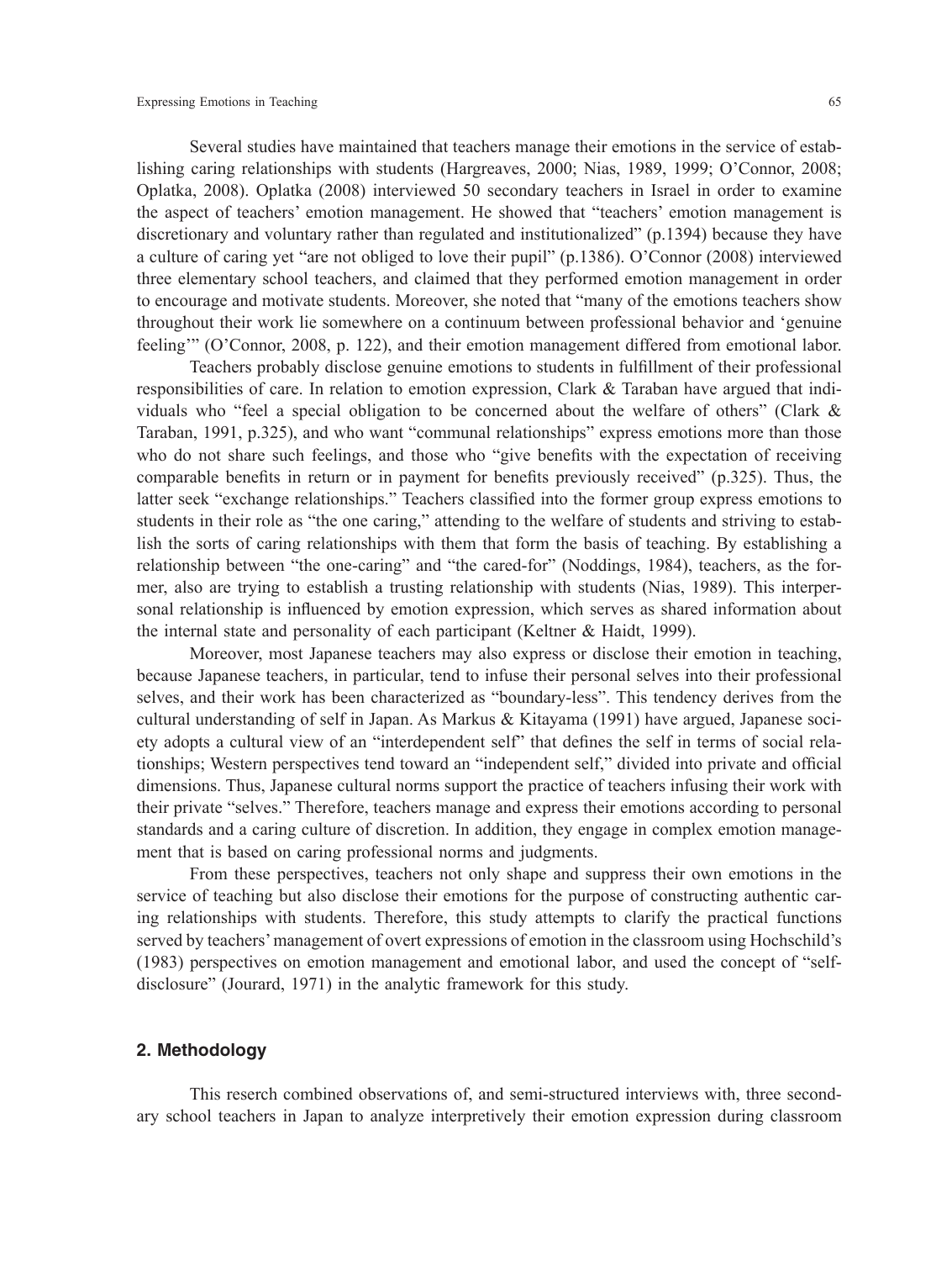Several studies have maintained that teachers manage their emotions in the service of establishing caring relationships with students (Hargreaves, 2000; Nias, 1989, 1999; O'Connor, 2008; Oplatka, 2008). Oplatka (2008) interviewed 50 secondary teachers in Israel in order to examine the aspect of teachers' emotion management. He showed that "teachers' emotion management is discretionary and voluntary rather than regulated and institutionalized" (p.1394) because they have a culture of caring yet "are not obliged to love their pupil" (p.1386). O'Connor (2008) interviewed three elementary school teachers, and claimed that they performed emotion management in order to encourage and motivate students. Moreover, she noted that "many of the emotions teachers show throughout their work lie somewhere on a continuum between professional behavior and 'genuine feeling'" (O'Connor, 2008, p. 122), and their emotion management differed from emotional labor.

Teachers probably disclose genuine emotions to students in fulfillment of their professional responsibilities of care. In relation to emotion expression, Clark & Taraban have argued that individuals who "feel a special obligation to be concerned about the welfare of others" (Clark & Taraban, 1991, p.325), and who want "communal relationships" express emotions more than those who do not share such feelings, and those who "give benefits with the expectation of receiving comparable benefits in return or in payment for benefits previously received" (p.325). Thus, the latter seek "exchange relationships." Teachers classified into the former group express emotions to students in their role as "the one caring," attending to the welfare of students and striving to establish the sorts of caring relationships with them that form the basis of teaching. By establishing a relationship between "the one-caring" and "the cared-for" (Noddings, 1984), teachers, as the former, also are trying to establish a trusting relationship with students (Nias, 1989). This interpersonal relationship is influenced by emotion expression, which serves as shared information about the internal state and personality of each participant (Keltner & Haidt, 1999).

Moreover, most Japanese teachers may also express or disclose their emotion in teaching, because Japanese teachers, in particular, tend to infuse their personal selves into their professional selves, and their work has been characterized as "boundary-less". This tendency derives from the cultural understanding of self in Japan. As Markus & Kitayama (1991) have argued, Japanese society adopts a cultural view of an "interdependent self" that defines the self in terms of social relationships; Western perspectives tend toward an "independent self," divided into private and official dimensions. Thus, Japanese cultural norms support the practice of teachers infusing their work with their private "selves." Therefore, teachers manage and express their emotions according to personal standards and a caring culture of discretion. In addition, they engage in complex emotion management that is based on caring professional norms and judgments.

From these perspectives, teachers not only shape and suppress their own emotions in the service of teaching but also disclose their emotions for the purpose of constructing authentic caring relationships with students. Therefore, this study attempts to clarify the practical functions served by teachers' management of overt expressions of emotion in the classroom using Hochschild's (1983) perspectives on emotion management and emotional labor, and used the concept of "self-disclosure" (Jourard, 1971) in the analytic framework for this study.

## 2. Methodology

This reserch combined observations of, and semi-structured interviews with, three secondary school teachers in Japan to analyze interpretively their emotion expression during classroom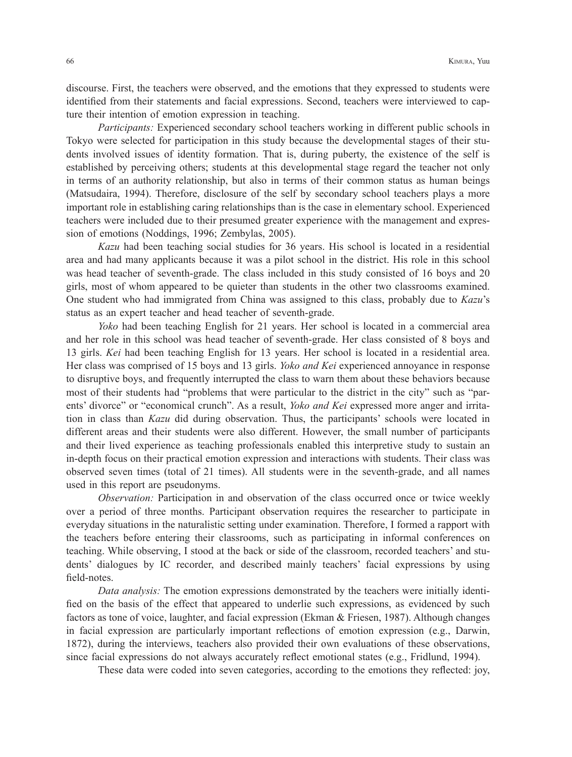discourse. First, the teachers were observed, and the emotions that they expressed to students were identified from their statements and facial expressions. Second, teachers were interviewed to capture their intention of emotion expression in teaching.

*Participants:* Experienced secondary school teachers working in different public schools in Tokyo were selected for participation in this study because the developmental stages of their students involved issues of identity formation. That is, during puberty, the existence of the self is established by perceiving others; students at this developmental stage regard the teacher not only in terms of an authority relationship, but also in terms of their common status as human beings (Matsudaira, 1994). Therefore, disclosure of the self by secondary school teachers plays a more important role in establishing caring relationships than is the case in elementary school. Experienced teachers were included due to their presumed greater experience with the management and expression of emotions (Noddings, 1996; Zembylas, 2005).

*Kazu* had been teaching social studies for 36 years. His school is located in a residential area and had many applicants because it was a pilot school in the district. His role in this school was head teacher of seventh-grade. The class included in this study consisted of 16 boys and 20 girls, most of whom appeared to be quieter than students in the other two classrooms examined. One student who had immigrated from China was assigned to this class, probably due to *Kazu*'s status as an expert teacher and head teacher of seventh-grade.

*Yoko* had been teaching English for 21 years. Her school is located in a commercial area and her role in this school was head teacher of seventh-grade. Her class consisted of 8 boys and 13 girls. *Kei* had been teaching English for 13 years. Her school is located in a residential area. Her class was comprised of 15 boys and 13 girls. *Yoko and Kei* experienced annoyance in response to disruptive boys, and frequently interrupted the class to warn them about these behaviors because most of their students had "problems that were particular to the district in the city" such as "parents' divorce" or "economical crunch". As a result, *Yoko and Kei* expressed more anger and irritation in class than *Kazu* did during observation. Thus, the participants' schools were located in different areas and their students were also different. However, the small number of participants and their lived experience as teaching professionals enabled this interpretive study to sustain an in-depth focus on their practical emotion expression and interactions with students. Their class was observed seven times (total of 21 times). All students were in the seventh-grade, and all names used in this report are pseudonyms.

*Observation:* Participation in and observation of the class occurred once or twice weekly over a period of three months. Participant observation requires the researcher to participate in everyday situations in the naturalistic setting under examination. Therefore, I formed a rapport with the teachers before entering their classrooms, such as participating in informal conferences on teaching. While observing, I stood at the back or side of the classroom, recorded teachers' and students' dialogues by IC recorder, and described mainly teachers' facial expressions by using field-notes.

*Data analysis:* The emotion expressions demonstrated by the teachers were initially identified on the basis of the effect that appeared to underlie such expressions, as evidenced by such factors as tone of voice, laughter, and facial expression (Ekman & Friesen, 1987). Although changes in facial expression are particularly important reflections of emotion expression (e.g., Darwin, 1872), during the interviews, teachers also provided their own evaluations of these observations, since facial expressions do not always accurately reflect emotional states (e.g., Fridlund, 1994).

These data were coded into seven categories, according to the emotions they reflected: joy,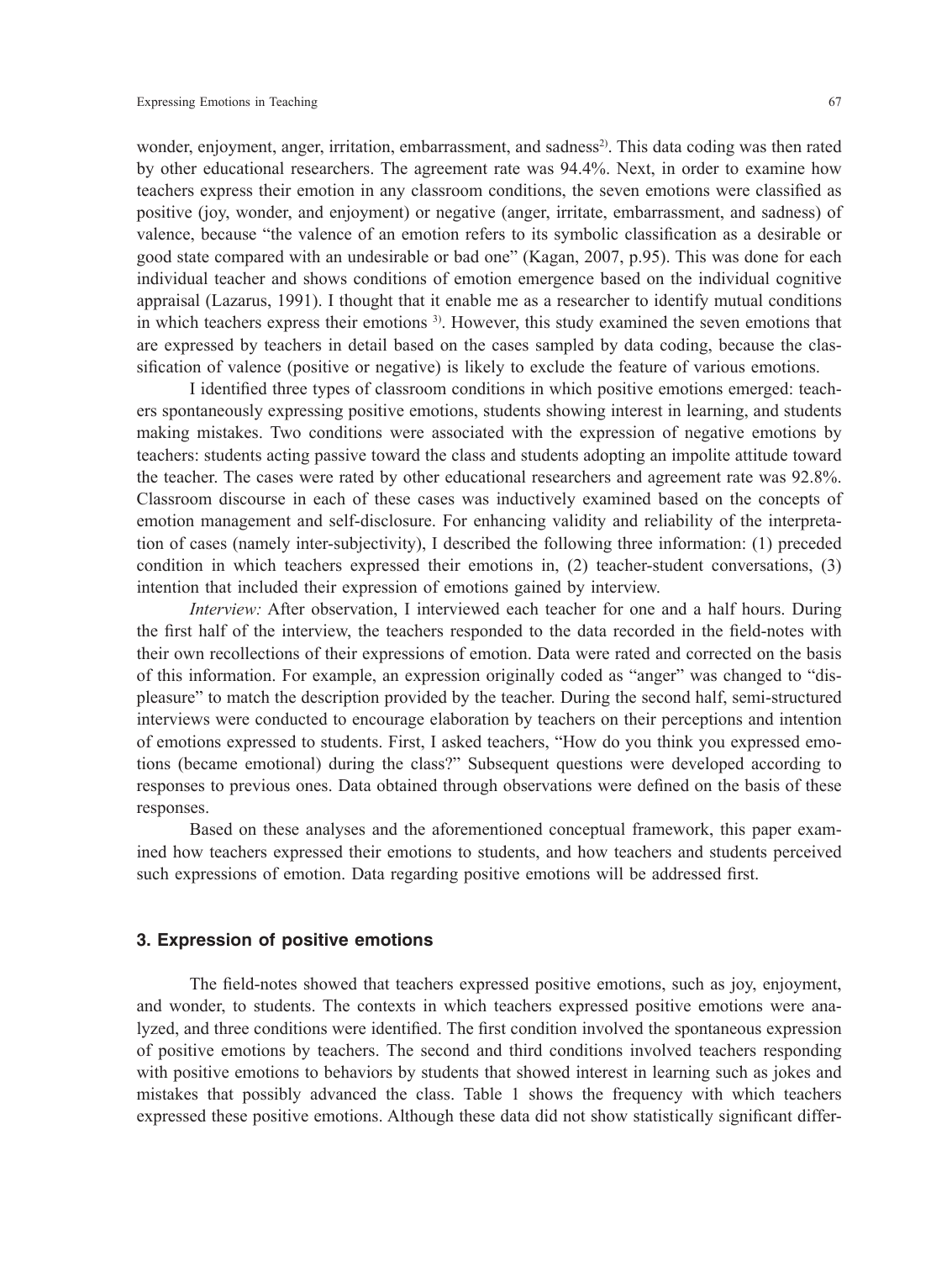wonder, enjoyment, anger, irritation, embarrassment, and sadness[2]. This data coding was then rated by other educational researchers. The agreement rate was 94.4%. Next, in order to examine how teachers express their emotion in any classroom conditions, the seven emotions were classified as positive (joy, wonder, and enjoyment) or negative (anger, irritate, embarrassment, and sadness) of valence, because "the valence of an emotion refers to its symbolic classification as a desirable or good state compared with an undesirable or bad one" (Kagan, 2007, p.95). This was done for each individual teacher and shows conditions of emotion emergence based on the individual cognitive appraisal (Lazarus, 1991). I thought that it enable me as a researcher to identify mutual conditions in which teachers express their emotions [3]. However, this study examined the seven emotions that are expressed by teachers in detail based on the cases sampled by data coding, because the classification of valence (positive or negative) is likely to exclude the feature of various emotions.

I identified three types of classroom conditions in which positive emotions emerged: teachers spontaneously expressing positive emotions, students showing interest in learning, and students making mistakes. Two conditions were associated with the expression of negative emotions by teachers: students acting passive toward the class and students adopting an impolite attitude toward the teacher. The cases were rated by other educational researchers and agreement rate was 92.8%. Classroom discourse in each of these cases was inductively examined based on the concepts of emotion management and self-disclosure. For enhancing validity and reliability of the interpretation of cases (namely inter-subjectivity), I described the following three information: (1) preceded condition in which teachers expressed their emotions in, (2) teacher-student conversations, (3) intention that included their expression of emotions gained by interview.

*Interview:* After observation, I interviewed each teacher for one and a half hours. During the first half of the interview, the teachers responded to the data recorded in the field-notes with their own recollections of their expressions of emotion. Data were rated and corrected on the basis of this information. For example, an expression originally coded as "anger" was changed to "displeasure" to match the description provided by the teacher. During the second half, semi-structured interviews were conducted to encourage elaboration by teachers on their perceptions and intention of emotions expressed to students. First, I asked teachers, "How do you think you expressed emotions (became emotional) during the class?" Subsequent questions were developed according to responses to previous ones. Data obtained through observations were defined on the basis of these responses.

Based on these analyses and the aforementioned conceptual framework, this paper examined how teachers expressed their emotions to students, and how teachers and students perceived such expressions of emotion. Data regarding positive emotions will be addressed first.

## 3. Expression of positive emotions

The field-notes showed that teachers expressed positive emotions, such as joy, enjoyment, and wonder, to students. The contexts in which teachers expressed positive emotions were analyzed, and three conditions were identified. The first condition involved the spontaneous expression of positive emotions by teachers. The second and third conditions involved teachers responding with positive emotions to behaviors by students that showed interest in learning such as jokes and mistakes that possibly advanced the class. Table 1 shows the frequency with which teachers expressed these positive emotions. Although these data did not show statistically significant differ-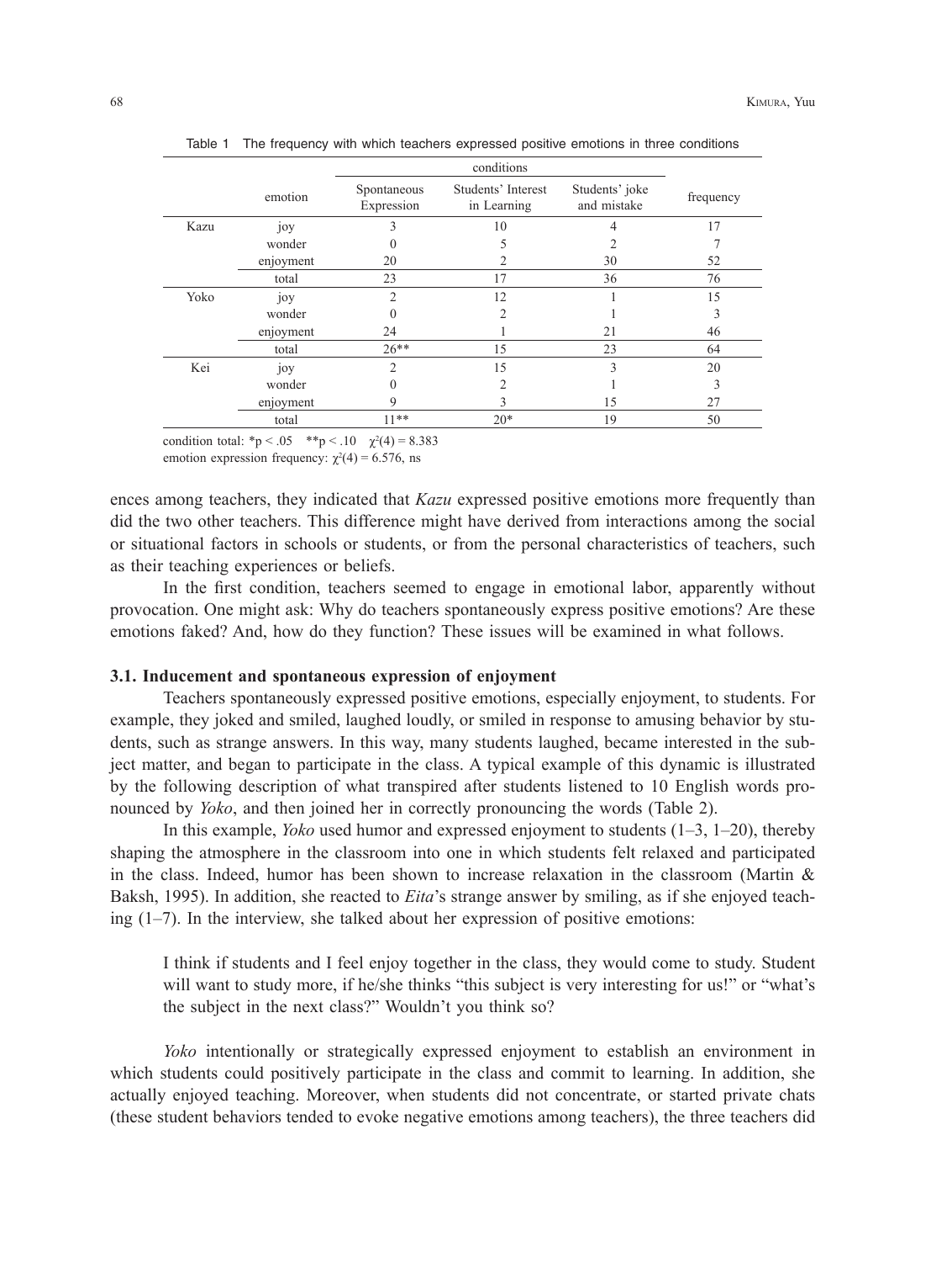Table 1 The frequency with which teachers expressed positive emotions in three conditions

| | emotion | Spontaneous Expression | Students' Interest in Learning | Students' joke and mistake | frequency |
|---|---|---|---|---|---|
| | | conditions | | | |
| Kazu | joy | 3 | 10 | 4 | 17 |
| | wonder | 0 | 5 | 2 | 7 |
| | enjoyment | 20 | 2 | 30 | 52 |
| | total | 23 | 17 | 36 | 76 |
| Yoko | joy | 2 | 12 | 1 | 15 |
| | wonder | 0 | 2 | 1 | 3 |
| | enjoyment | 24 | 1 | 21 | 46 |
| | total | 26** | 15 | 23 | 64 |
| Kei | joy | 2 | 15 | 3 | 20 |
| | wonder | 0 | 2 | 1 | 3 |
| | enjoyment | 9 | 3 | 15 | 27 |
| | total | 11** | 20* | 19 | 50 |

condition total: *$p < .05$ **$p < .10$ $\chi^2(4) = 8.383$
emotion expression frequency: $\chi^2(4) = 6.576$, ns

ences among teachers, they indicated that *Kazu* expressed positive emotions more frequently than did the two other teachers. This difference might have derived from interactions among the social or situational factors in schools or students, or from the personal characteristics of teachers, such as their teaching experiences or beliefs.

In the first condition, teachers seemed to engage in emotional labor, apparently without provocation. One might ask: Why do teachers spontaneously express positive emotions? Are these emotions faked? And, how do they function? These issues will be examined in what follows.

### 3.1. Inducement and spontaneous expression of enjoyment

Teachers spontaneously expressed positive emotions, especially enjoyment, to students. For example, they joked and smiled, laughed loudly, or smiled in response to amusing behavior by students, such as strange answers. In this way, many students laughed, became interested in the subject matter, and began to participate in the class. A typical example of this dynamic is illustrated by the following description of what transpired after students listened to 10 English words pronounced by *Yoko*, and then joined her in correctly pronouncing the words (Table 2).

In this example, *Yoko* used humor and expressed enjoyment to students (1–3, 1–20), thereby shaping the atmosphere in the classroom into one in which students felt relaxed and participated in the class. Indeed, humor has been shown to increase relaxation in the classroom (Martin & Baksh, 1995). In addition, she reacted to *Eita*'s strange answer by smiling, as if she enjoyed teaching (1–7). In the interview, she talked about her expression of positive emotions:

> I think if students and I feel enjoy together in the class, they would come to study. Student will want to study more, if he/she thinks "this subject is very interesting for us!" or "what's the subject in the next class?" Wouldn't you think so?

*Yoko* intentionally or strategically expressed enjoyment to establish an environment in which students could positively participate in the class and commit to learning. In addition, she actually enjoyed teaching. Moreover, when students did not concentrate, or started private chats (these student behaviors tended to evoke negative emotions among teachers), the three teachers did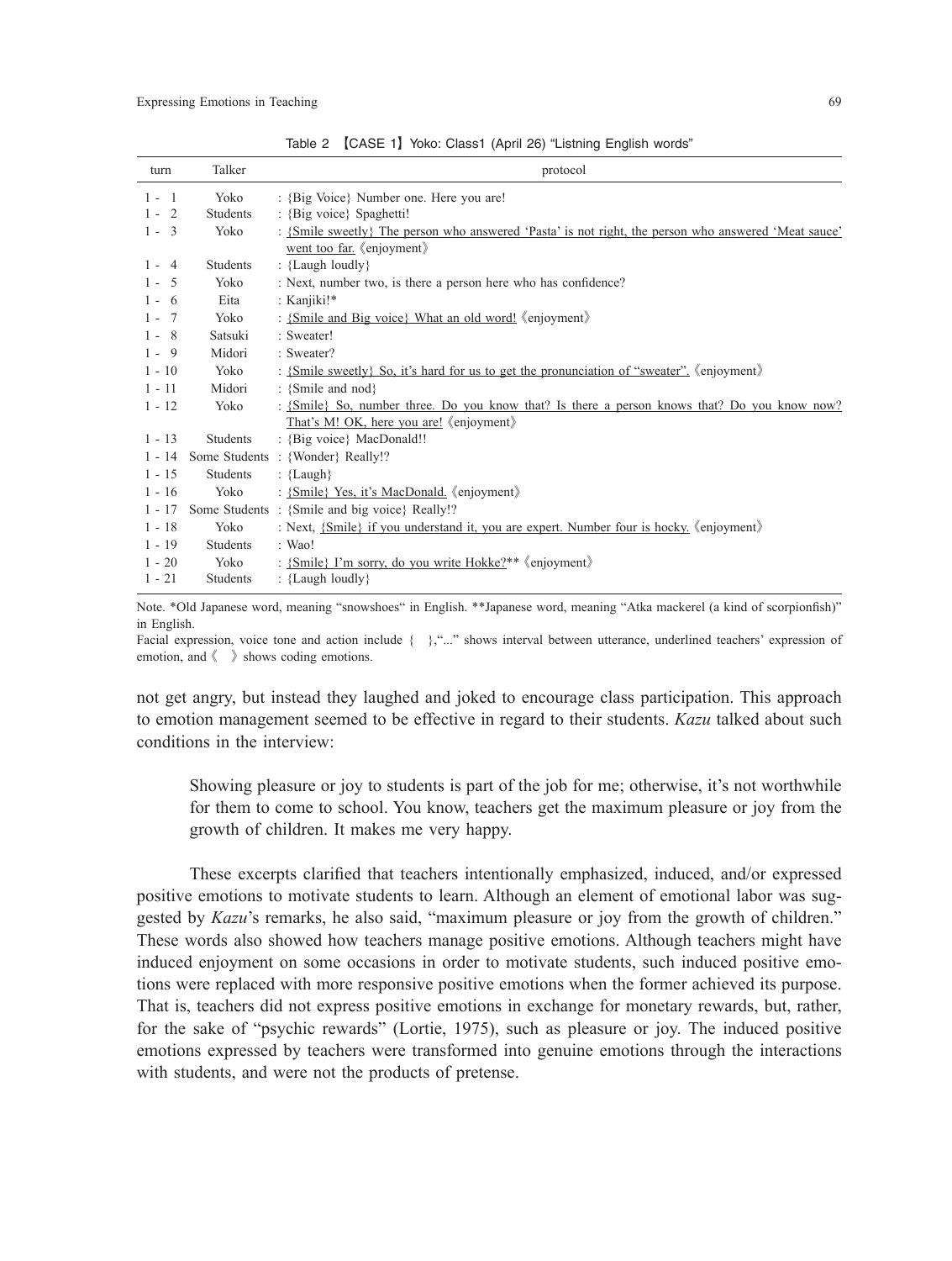Table 2 【CASE 1】Yoko: Class1 (April 26) "Listning English words"

| turn | Talker | protocol |
|---|---|---|
| 1 - 1 | Yoko | : {Big Voice} Number one. Here you are! |
| 1 - 2 | Students | : {Big voice} Spaghetti! |
| 1 - 3 | Yoko | : <u>{Smile sweetly} The person who answered 'Pasta' is not right, the person who answered 'Meat sauce' went too far.</u> 《enjoyment》 |
| 1 - 4 | Students | : {Laugh loudly} |
| 1 - 5 | Yoko | : Next, number two, is there a person here who has confidence? |
| 1 - 6 | Eita | : Kanjiki!* |
| 1 - 7 | Yoko | : <u>{Smile and Big voice} What an old word!</u> 《enjoyment》 |
| 1 - 8 | Satsuki | : Sweater! |
| 1 - 9 | Midori | : Sweater? |
| 1 - 10 | Yoko | : <u>{Smile sweetly} So, it's hard for us to get the pronunciation of "sweater".</u> 《enjoyment》 |
| 1 - 11 | Midori | : {Smile and nod} |
| 1 - 12 | Yoko | : <u>{Smile} So, number three. Do you know that? Is there a person knows that? Do you know now? That's M! OK, here you are!</u> 《enjoyment》 |
| 1 - 13 | Students | : {Big voice} MacDonald!! |
| 1 - 14 | Some Students | : {Wonder} Really!? |
| 1 - 15 | Students | : {Laugh} |
| 1 - 16 | Yoko | : <u>{Smile} Yes, it's MacDonald.</u> 《enjoyment》 |
| 1 - 17 | Some Students | : {Smile and big voice} Really!? |
| 1 - 18 | Yoko | : Next, <u>{Smile} if you understand it, you are expert. Number four is hocky.</u> 《enjoyment》 |
| 1 - 19 | Students | : Wao! |
| 1 - 20 | Yoko | : <u>{Smile} I'm sorry, do you write Hokke?</u>** 《enjoyment》 |
| 1 - 21 | Students | : {Laugh loudly} |

Note. *Old Japanese word, meaning "snowshoes" in English. **Japanese word, meaning "Atka mackerel (a kind of scorpionfish)" in English.
Facial expression, voice tone and action include { },"..." shows interval between utterance, underlined teachers' expression of emotion, and 《 》 shows coding emotions.

not get angry, but instead they laughed and joked to encourage class participation. This approach to emotion management seemed to be effective in regard to their students. *Kazu* talked about such conditions in the interview:

> Showing pleasure or joy to students is part of the job for me; otherwise, it's not worthwhile for them to come to school. You know, teachers get the maximum pleasure or joy from the growth of children. It makes me very happy.

These excerpts clarified that teachers intentionally emphasized, induced, and/or expressed positive emotions to motivate students to learn. Although an element of emotional labor was suggested by *Kazu*'s remarks, he also said, "maximum pleasure or joy from the growth of children." These words also showed how teachers manage positive emotions. Although teachers might have induced enjoyment on some occasions in order to motivate students, such induced positive emotions were replaced with more responsive positive emotions when the former achieved its purpose. That is, teachers did not express positive emotions in exchange for monetary rewards, but, rather, for the sake of "psychic rewards" (Lortie, 1975), such as pleasure or joy. The induced positive emotions expressed by teachers were transformed into genuine emotions through the interactions with students, and were not the products of pretense.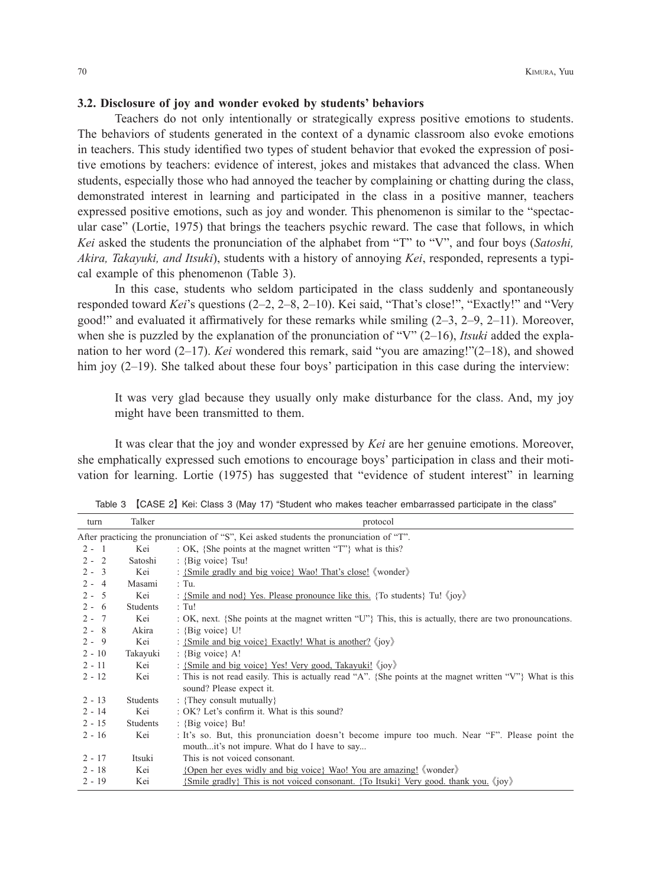### 3.2. Disclosure of joy and wonder evoked by students' behaviors

Teachers do not only intentionally or strategically express positive emotions to students. The behaviors of students generated in the context of a dynamic classroom also evoke emotions in teachers. This study identified two types of student behavior that evoked the expression of positive emotions by teachers: evidence of interest, jokes and mistakes that advanced the class. When students, especially those who had annoyed the teacher by complaining or chatting during the class, demonstrated interest in learning and participated in the class in a positive manner, teachers expressed positive emotions, such as joy and wonder. This phenomenon is similar to the "spectacular case" (Lortie, 1975) that brings the teachers psychic reward. The case that follows, in which *Kei* asked the students the pronunciation of the alphabet from "T" to "V", and four boys (*Satoshi, Akira, Takayuki, and Itsuki*), students with a history of annoying *Kei*, responded, represents a typical example of this phenomenon (Table 3).

In this case, students who seldom participated in the class suddenly and spontaneously responded toward *Kei*'s questions (2–2, 2–8, 2–10). Kei said, "That's close!", "Exactly!" and "Very good!" and evaluated it affirmatively for these remarks while smiling (2–3, 2–9, 2–11). Moreover, when she is puzzled by the explanation of the pronunciation of "V" (2–16), *Itsuki* added the explanation to her word (2–17). *Kei* wondered this remark, said "you are amazing!"(2–18), and showed him joy (2–19). She talked about these four boys' participation in this case during the interview:

> It was very glad because they usually only make disturbance for the class. And, my joy might have been transmitted to them.

It was clear that the joy and wonder expressed by *Kei* are her genuine emotions. Moreover, she emphatically expressed such emotions to encourage boys' participation in class and their motivation for learning. Lortie (1975) has suggested that "evidence of student interest" in learning

Table 3 【CASE 2】Kei: Class 3 (May 17) "Student who makes teacher embarrassed participate in the class"

| turn | Talker | protocol |
|---|---|---|
| After practicing the pronunciation of "S", Kei asked students the pronunciation of "T". | | |
| 2 - 1 | Kei | : OK, {She points at the magnet written "T"} what is this? |
| 2 - 2 | Satoshi | : {Big voice} Tsu! |
| 2 - 3 | Kei | : <u>{Smile gradly and big voice} Wao! That's close!</u> 《wonder》 |
| 2 - 4 | Masami | : Tu. |
| 2 - 5 | Kei | : <u>{Smile and nod} Yes. Please pronounce like this.</u> {To students} Tu! 《joy》 |
| 2 - 6 | Students | : Tu! |
| 2 - 7 | Kei | : OK, next. {She points at the magnet written "U"} This, this is actually, there are two pronouncations. |
| 2 - 8 | Akira | : {Big voice} U! |
| 2 - 9 | Kei | : <u>{Smile and big voice} Exactly! What is another?</u> 《joy》 |
| 2 - 10 | Takayuki | : {Big voice} A! |
| 2 - 11 | Kei | : <u>{Smile and big voice} Yes! Very good, Takayuki!</u> 《joy》 |
| 2 - 12 | Kei | : This is not read easily. This is actually read "A". {She points at the magnet written "V"} What is this sound? Please expect it. |
| 2 - 13 | Students | : {They consult mutually} |
| 2 - 14 | Kei | : OK? Let's confirm it. What is this sound? |
| 2 - 15 | Students | : {Big voice} Bu! |
| 2 - 16 | Kei | : It's so. But, this pronunciation doesn't become impure too much. Near "F". Please point the mouth...it's not impure. What do I have to say... |
| 2 - 17 | Itsuki | This is not voiced consonant. |
| 2 - 18 | Kei | <u>{Open her eyes widly and big voice} Wao! You are amazing!</u> 《wonder》 |
| 2 - 19 | Kei | <u>{Smile gradly} This is not voiced consonant. {To Itsuki} Very good. thank you.</u> 《joy》 |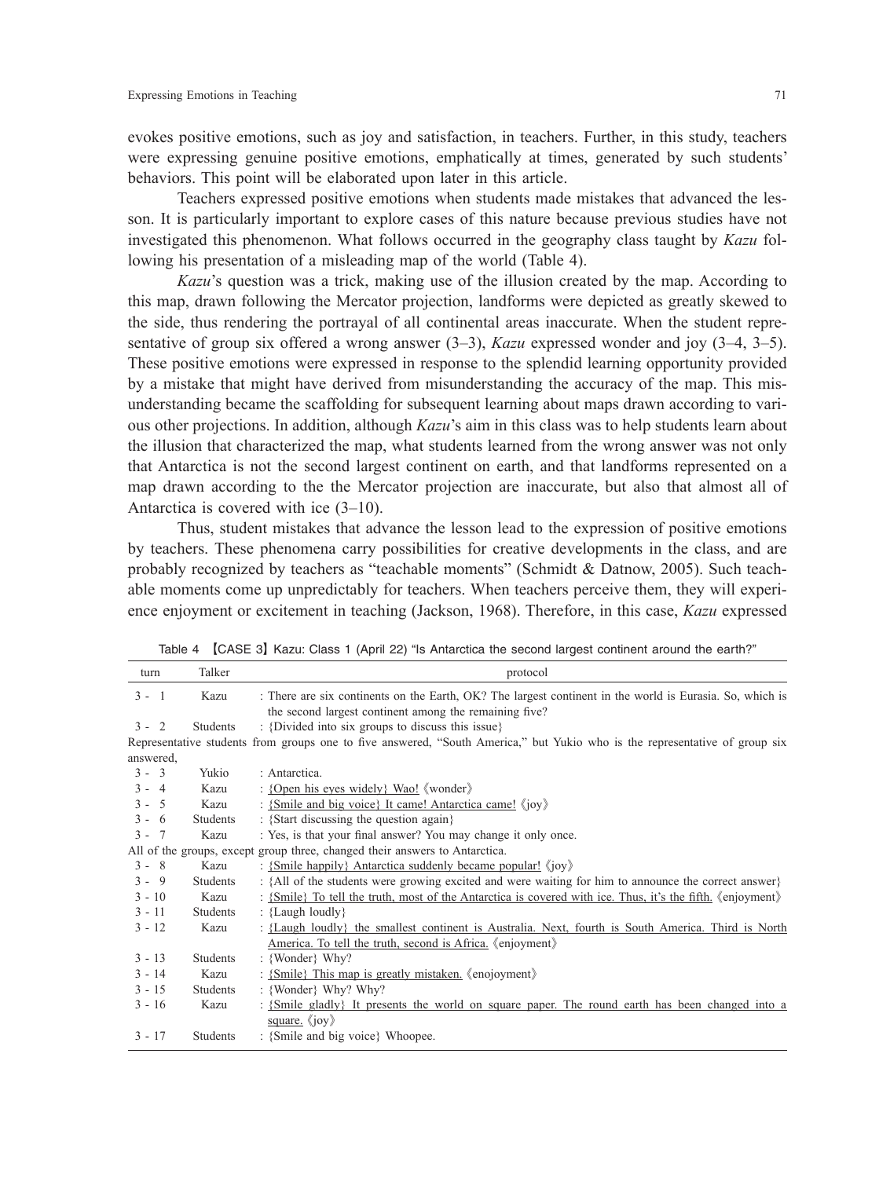evokes positive emotions, such as joy and satisfaction, in teachers. Further, in this study, teachers were expressing genuine positive emotions, emphatically at times, generated by such students' behaviors. This point will be elaborated upon later in this article.

Teachers expressed positive emotions when students made mistakes that advanced the lesson. It is particularly important to explore cases of this nature because previous studies have not investigated this phenomenon. What follows occurred in the geography class taught by *Kazu* following his presentation of a misleading map of the world (Table 4).

*Kazu*'s question was a trick, making use of the illusion created by the map. According to this map, drawn following the Mercator projection, landforms were depicted as greatly skewed to the side, thus rendering the portrayal of all continental areas inaccurate. When the student representative of group six offered a wrong answer (3–3), *Kazu* expressed wonder and joy (3–4, 3–5). These positive emotions were expressed in response to the splendid learning opportunity provided by a mistake that might have derived from misunderstanding the accuracy of the map. This misunderstanding became the scaffolding for subsequent learning about maps drawn according to various other projections. In addition, although *Kazu*'s aim in this class was to help students learn about the illusion that characterized the map, what students learned from the wrong answer was not only that Antarctica is not the second largest continent on earth, and that landforms represented on a map drawn according to the the Mercator projection are inaccurate, but also that almost all of Antarctica is covered with ice (3–10).

Thus, student mistakes that advance the lesson lead to the expression of positive emotions by teachers. These phenomena carry possibilities for creative developments in the class, and are probably recognized by teachers as "teachable moments" (Schmidt & Datnow, 2005). Such teachable moments come up unpredictably for teachers. When teachers perceive them, they will experience enjoyment or excitement in teaching (Jackson, 1968). Therefore, in this case, *Kazu* expressed

Table 4 【CASE 3】Kazu: Class 1 (April 22) "Is Antarctica the second largest continent around the earth?"

| turn | Talker | protocol |
|---|---|---|
| 3 - 1 | Kazu | : There are six continents on the Earth, OK? The largest continent in the world is Eurasia. So, which is the second largest continent among the remaining five? |
| 3 - 2 | Students | : {Divided into six groups to discuss this issue} |
| Representative students from groups one to five answered, "South America," but Yukio who is the representative of group six answered, | | |
| 3 - 3 | Yukio | : Antarctica. |
| 3 - 4 | Kazu | : {Open his eyes widely} Wao! 《wonder》 |
| 3 - 5 | Kazu | : {Smile and big voice} It came! Antarctica came! 《joy》 |
| 3 - 6 | Students | : {Start discussing the question again} |
| 3 - 7 | Kazu | : Yes, is that your final answer? You may change it only once. |
| All of the groups, except group three, changed their answers to Antarctica. | | |
| 3 - 8 | Kazu | : {Smile happily} Antarctica suddenly became popular! 《joy》 |
| 3 - 9 | Students | : {All of the students were growing excited and were waiting for him to announce the correct answer} |
| 3 - 10 | Kazu | : {Smile} To tell the truth, most of the Antarctica is covered with ice. Thus, it's the fifth. 《enjoyment》 |
| 3 - 11 | Students | : {Laugh loudly} |
| 3 - 12 | Kazu | : {Laugh loudly} the smallest continent is Australia. Next, fourth is South America. Third is North America. To tell the truth, second is Africa. 《enjoyment》 |
| 3 - 13 | Students | : {Wonder} Why? |
| 3 - 14 | Kazu | : {Smile} This map is greatly mistaken. 《enojoyment》 |
| 3 - 15 | Students | : {Wonder} Why? Why? |
| 3 - 16 | Kazu | : {Smile gladly} It presents the world on square paper. The round earth has been changed into a square. 《joy》 |
| 3 - 17 | Students | : {Smile and big voice} Whoopee. |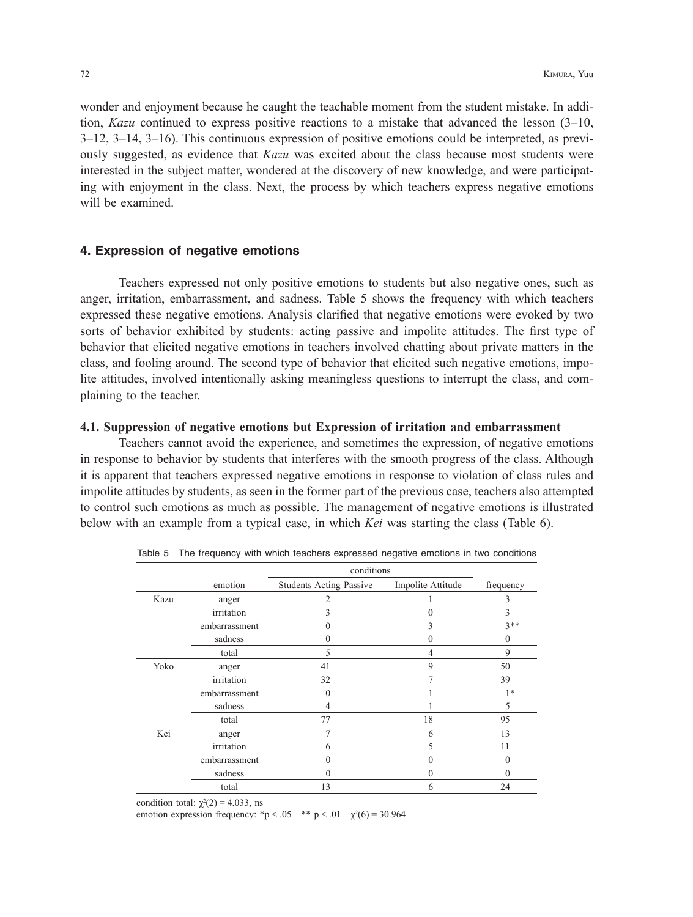wonder and enjoyment because he caught the teachable moment from the student mistake. In addition, *Kazu* continued to express positive reactions to a mistake that advanced the lesson (3–10, 3–12, 3–14, 3–16). This continuous expression of positive emotions could be interpreted, as previously suggested, as evidence that *Kazu* was excited about the class because most students were interested in the subject matter, wondered at the discovery of new knowledge, and were participating with enjoyment in the class. Next, the process by which teachers express negative emotions will be examined.

## 4. Expression of negative emotions

Teachers expressed not only positive emotions to students but also negative ones, such as anger, irritation, embarrassment, and sadness. Table 5 shows the frequency with which teachers expressed these negative emotions. Analysis clarified that negative emotions were evoked by two sorts of behavior exhibited by students: acting passive and impolite attitudes. The first type of behavior that elicited negative emotions in teachers involved chatting about private matters in the class, and fooling around. The second type of behavior that elicited such negative emotions, impolite attitudes, involved intentionally asking meaningless questions to interrupt the class, and complaining to the teacher.

### 4.1. Suppression of negative emotions but Expression of irritation and embarrassment

Teachers cannot avoid the experience, and sometimes the expression, of negative emotions in response to behavior by students that interferes with the smooth progress of the class. Although it is apparent that teachers expressed negative emotions in response to violation of class rules and impolite attitudes by students, as seen in the former part of the previous case, teachers also attempted to control such emotions as much as possible. The management of negative emotions is illustrated below with an example from a typical case, in which *Kei* was starting the class (Table 6).

Table 5 The frequency with which teachers expressed negative emotions in two conditions

| | | conditions | | |
|---|---|---|---|---|
| | emotion | Students Acting Passive | Impolite Attitude | frequency |
| Kazu | anger | 2 | 1 | 3 |
| | irritation | 3 | 0 | 3 |
| | embarrassment | 0 | 3 | 3** |
| | sadness | 0 | 0 | 0 |
| | total | 5 | 4 | 9 |
| Yoko | anger | 41 | 9 | 50 |
| | irritation | 32 | 7 | 39 |
| | embarrassment | 0 | 1 | 1* |
| | sadness | 4 | 1 | 5 |
| | total | 77 | 18 | 95 |
| Kei | anger | 7 | 6 | 13 |
| | irritation | 6 | 5 | 11 |
| | embarrassment | 0 | 0 | 0 |
| | sadness | 0 | 0 | 0 |
| | total | 13 | 6 | 24 |

condition total: $\chi^2(2) = 4.033$, ns

emotion expression frequency: *$p < .05$ ** $p < .01$ $\chi^2(6) = 30.964$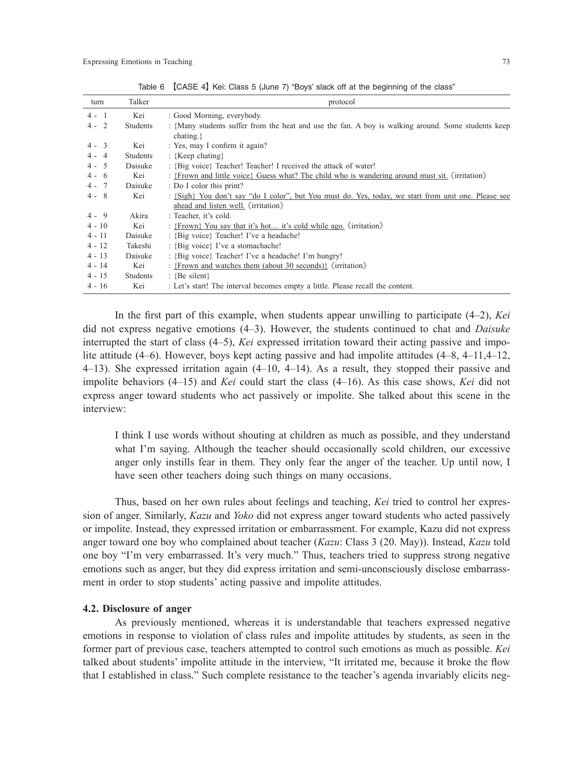Table 6 【CASE 4】Kei: Class 5 (June 7) "Boys' slack off at the beginning of the class"

| turn | Talker | protocol |
|---|---|---|
| 4 - 1 | Kei | : Good Morning, everybody. |
| 4 - 2 | Students | : {Many students suffer from the heat and use the fan. A boy is walking around. Some students keep chating.} |
| 4 - 3 | Kei | : Yes, may I confirm it again? |
| 4 - 4 | Students | : {Keep chating} |
| 4 - 5 | Daisuke | : {Big voice} Teacher! Teacher! I received the attack of water! |
| 4 - 6 | Kei | : <u>{Frown and little voice} Guess what? The child who is wandering around must sit.</u> 《irritation》 |
| 4 - 7 | Daisuke | : Do I color this print? |
| 4 - 8 | Kei | : <u>{Sigh} You don't say "do I color", but You must do. Yes, today, we start from unit one. Please see ahead and listen well.</u> 《irritation》 |
| 4 - 9 | Akira | : Teacher, it's cold. |
| 4 - 10 | Kei | : <u>{Frown} You say that it's hot.... it's cold while ago.</u> 《irritation》 |
| 4 - 11 | Daisuke | : {Big voice} Teacher! I've a headache! |
| 4 - 12 | Takeshi | : {Big voice} I've a stomachache! |
| 4 - 13 | Daisuke | : {Big voice} Teacher! I've a headache! I'm hungry! |
| 4 - 14 | Kei | : <u>{Frown and watches them (about 30 seconds)}</u> 《irritation》 |
| 4 - 15 | Students | : {Be silent} |
| 4 - 16 | Kei | : Let's start! The interval becomes empty a little. Please recall the content. |

In the first part of this example, when students appear unwilling to participate (4–2), *Kei* did not express negative emotions (4–3). However, the students continued to chat and *Daisuke* interrupted the start of class (4–5), *Kei* expressed irritation toward their acting passive and impolite attitude (4–6). However, boys kept acting passive and had impolite attitudes (4–8, 4–11,4–12, 4–13). She expressed irritation again (4–10, 4–14). As a result, they stopped their passive and impolite behaviors (4–15) and *Kei* could start the class (4–16). As this case shows, *Kei* did not express anger toward students who act passively or impolite. She talked about this scene in the interview:

> I think I use words without shouting at children as much as possible, and they understand what I'm saying. Although the teacher should occasionally scold children, our excessive anger only instills fear in them. They only fear the anger of the teacher. Up until now, I have seen other teachers doing such things on many occasions.

Thus, based on her own rules about feelings and teaching, *Kei* tried to control her expression of anger. Similarly, *Kazu* and *Yoko* did not express anger toward students who acted passively or impolite. Instead, they expressed irritation or embarrassment. For example, Kazu did not express anger toward one boy who complained about teacher (*Kazu*: Class 3 (20. May)). Instead, *Kazu* told one boy "I'm very embarrassed. It's very much." Thus, teachers tried to suppress strong negative emotions such as anger, but they did express irritation and semi-unconsciously disclose embarrassment in order to stop students' acting passive and impolite attitudes.

### 4.2. Disclosure of anger

As previously mentioned, whereas it is understandable that teachers expressed negative emotions in response to violation of class rules and impolite attitudes by students, as seen in the former part of previous case, teachers attempted to control such emotions as much as possible. *Kei* talked about students' impolite attitude in the interview, "It irritated me, because it broke the flow that I established in class." Such complete resistance to the teacher's agenda invariably elicits neg-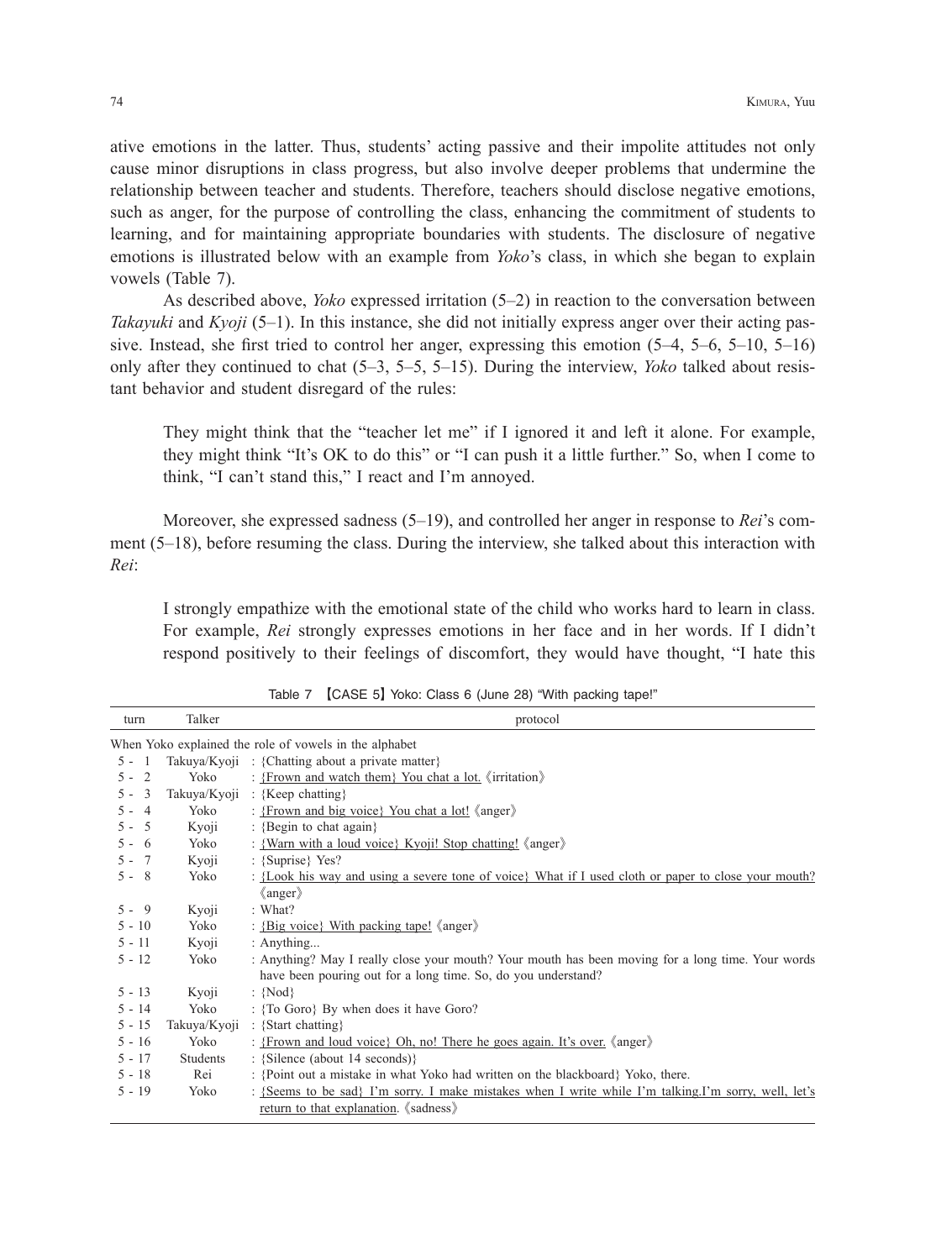ative emotions in the latter. Thus, students' acting passive and their impolite attitudes not only cause minor disruptions in class progress, but also involve deeper problems that undermine the relationship between teacher and students. Therefore, teachers should disclose negative emotions, such as anger, for the purpose of controlling the class, enhancing the commitment of students to learning, and for maintaining appropriate boundaries with students. The disclosure of negative emotions is illustrated below with an example from *Yoko*'s class, in which she began to explain vowels (Table 7).

As described above, *Yoko* expressed irritation (5–2) in reaction to the conversation between *Takayuki* and *Kyoji* (5–1). In this instance, she did not initially express anger over their acting passive. Instead, she first tried to control her anger, expressing this emotion (5–4, 5–6, 5–10, 5–16) only after they continued to chat (5–3, 5–5, 5–15). During the interview, *Yoko* talked about resistant behavior and student disregard of the rules:

> They might think that the "teacher let me" if I ignored it and left it alone. For example, they might think "It's OK to do this" or "I can push it a little further." So, when I come to think, "I can't stand this," I react and I'm annoyed.

Moreover, she expressed sadness (5–19), and controlled her anger in response to *Rei*'s comment (5–18), before resuming the class. During the interview, she talked about this interaction with *Rei*:

> I strongly empathize with the emotional state of the child who works hard to learn in class. For example, *Rei* strongly expresses emotions in her face and in her words. If I didn't respond positively to their feelings of discomfort, they would have thought, "I hate this

Table 7 【CASE 5】Yoko: Class 6 (June 28) "With packing tape!"

| turn | Talker | protocol |
|---|---|---|
| When Yoko explained the role of vowels in the alphabet | | |
| 5 - 1 | Takuya/Kyoji | : {Chatting about a private matter} |
| 5 - 2 | Yoko | : {Frown and watch them} You chat a lot. 《irritation》 |
| 5 - 3 | Takuya/Kyoji | : {Keep chatting} |
| 5 - 4 | Yoko | : {Frown and big voice} You chat a lot! 《anger》 |
| 5 - 5 | Kyoji | : {Begin to chat again} |
| 5 - 6 | Yoko | : {Warn with a loud voice} Kyoji! Stop chatting! 《anger》 |
| 5 - 7 | Kyoji | : {Suprise} Yes? |
| 5 - 8 | Yoko | : {Look his way and using a severe tone of voice} What if I used cloth or paper to close your mouth? 《anger》 |
| 5 - 9 | Kyoji | : What? |
| 5 - 10 | Yoko | : {Big voice} With packing tape! 《anger》 |
| 5 - 11 | Kyoji | : Anything... |
| 5 - 12 | Yoko | : Anything? May I really close your mouth? Your mouth has been moving for a long time. Your words have been pouring out for a long time. So, do you understand? |
| 5 - 13 | Kyoji | : {Nod} |
| 5 - 14 | Yoko | : {To Goro} By when does it have Goro? |
| 5 - 15 | Takuya/Kyoji | : {Start chatting} |
| 5 - 16 | Yoko | : {Frown and loud voice} Oh, no! There he goes again. It's over. 《anger》 |
| 5 - 17 | Students | : {Silence (about 14 seconds)} |
| 5 - 18 | Rei | : {Point out a mistake in what Yoko had written on the blackboard} Yoko, there. |
| 5 - 19 | Yoko | : {Seems to be sad} I'm sorry. I make mistakes when I write while I'm talking.I'm sorry, well, let's return to that explanation. 《sadness》 |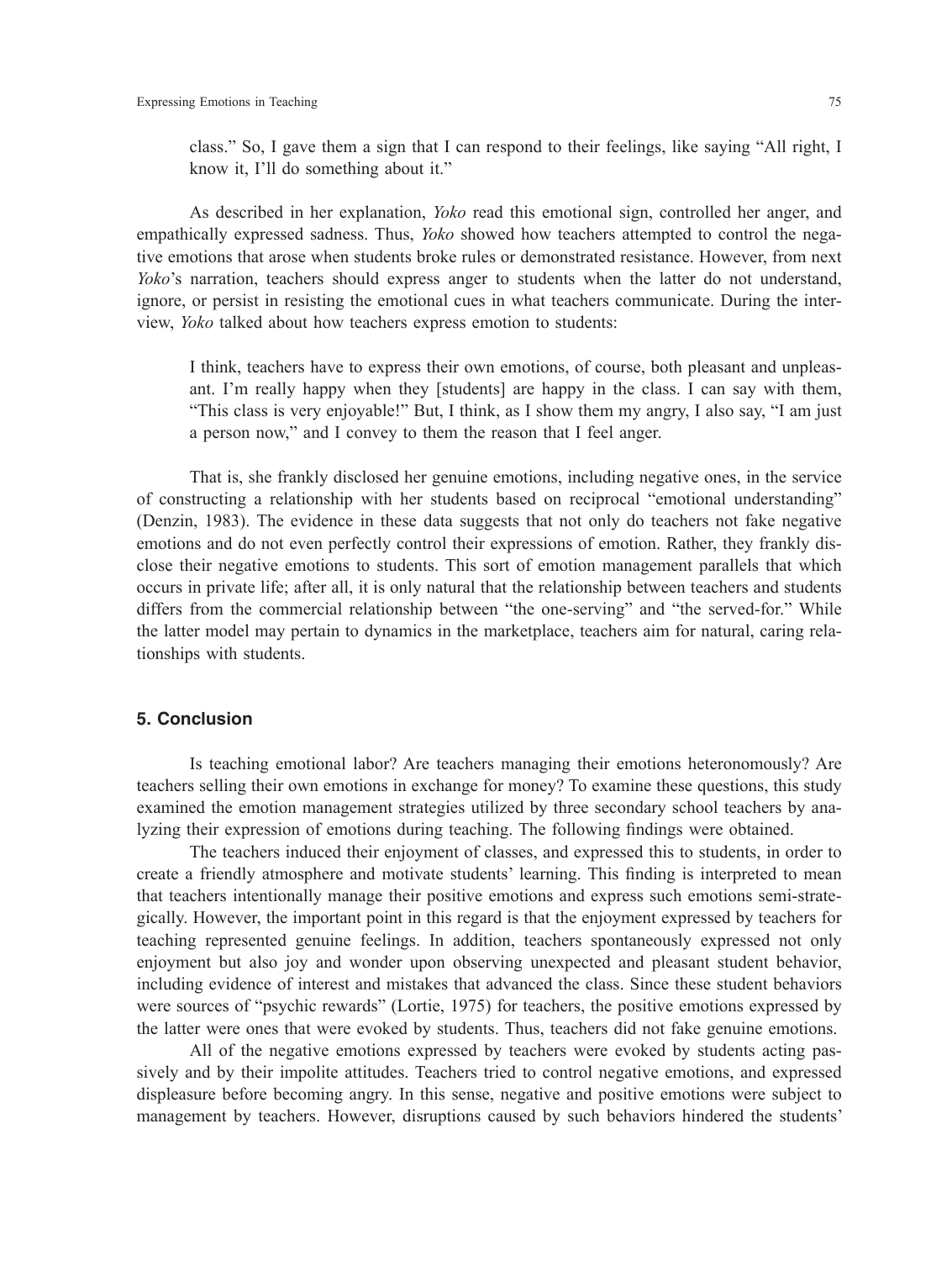class." So, I gave them a sign that I can respond to their feelings, like saying "All right, I know it, I'll do something about it."

As described in her explanation, *Yoko* read this emotional sign, controlled her anger, and empathically expressed sadness. Thus, *Yoko* showed how teachers attempted to control the negative emotions that arose when students broke rules or demonstrated resistance. However, from next *Yoko*'s narration, teachers should express anger to students when the latter do not understand, ignore, or persist in resisting the emotional cues in what teachers communicate. During the interview, *Yoko* talked about how teachers express emotion to students:

> I think, teachers have to express their own emotions, of course, both pleasant and unpleasant. I'm really happy when they [students] are happy in the class. I can say with them, "This class is very enjoyable!" But, I think, as I show them my angry, I also say, "I am just a person now," and I convey to them the reason that I feel anger.

That is, she frankly disclosed her genuine emotions, including negative ones, in the service of constructing a relationship with her students based on reciprocal "emotional understanding" (Denzin, 1983). The evidence in these data suggests that not only do teachers not fake negative emotions and do not even perfectly control their expressions of emotion. Rather, they frankly disclose their negative emotions to students. This sort of emotion management parallels that which occurs in private life; after all, it is only natural that the relationship between teachers and students differs from the commercial relationship between "the one-serving" and "the served-for." While the latter model may pertain to dynamics in the marketplace, teachers aim for natural, caring relationships with students.

## 5. Conclusion

Is teaching emotional labor? Are teachers managing their emotions heteronomously? Are teachers selling their own emotions in exchange for money? To examine these questions, this study examined the emotion management strategies utilized by three secondary school teachers by analyzing their expression of emotions during teaching. The following findings were obtained.

The teachers induced their enjoyment of classes, and expressed this to students, in order to create a friendly atmosphere and motivate students' learning. This finding is interpreted to mean that teachers intentionally manage their positive emotions and express such emotions semi-strategically. However, the important point in this regard is that the enjoyment expressed by teachers for teaching represented genuine feelings. In addition, teachers spontaneously expressed not only enjoyment but also joy and wonder upon observing unexpected and pleasant student behavior, including evidence of interest and mistakes that advanced the class. Since these student behaviors were sources of "psychic rewards" (Lortie, 1975) for teachers, the positive emotions expressed by the latter were ones that were evoked by students. Thus, teachers did not fake genuine emotions.

All of the negative emotions expressed by teachers were evoked by students acting passively and by their impolite attitudes. Teachers tried to control negative emotions, and expressed displeasure before becoming angry. In this sense, negative and positive emotions were subject to management by teachers. However, disruptions caused by such behaviors hindered the students'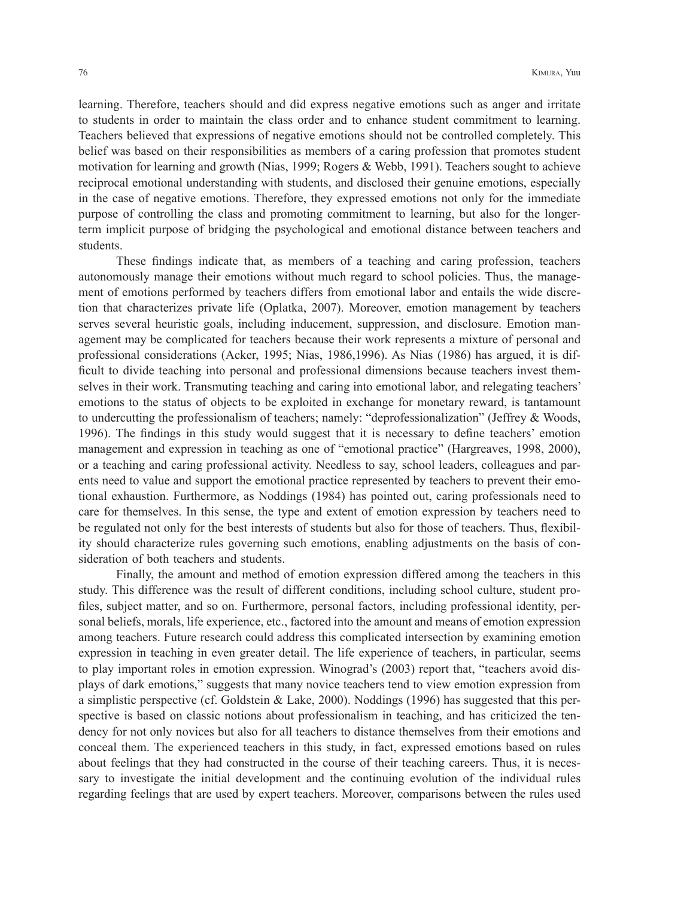learning. Therefore, teachers should and did express negative emotions such as anger and irritate to students in order to maintain the class order and to enhance student commitment to learning. Teachers believed that expressions of negative emotions should not be controlled completely. This belief was based on their responsibilities as members of a caring profession that promotes student motivation for learning and growth (Nias, 1999; Rogers & Webb, 1991). Teachers sought to achieve reciprocal emotional understanding with students, and disclosed their genuine emotions, especially in the case of negative emotions. Therefore, they expressed emotions not only for the immediate purpose of controlling the class and promoting commitment to learning, but also for the longer-term implicit purpose of bridging the psychological and emotional distance between teachers and students.

These findings indicate that, as members of a teaching and caring profession, teachers autonomously manage their emotions without much regard to school policies. Thus, the management of emotions performed by teachers differs from emotional labor and entails the wide discretion that characterizes private life (Oplatka, 2007). Moreover, emotion management by teachers serves several heuristic goals, including inducement, suppression, and disclosure. Emotion management may be complicated for teachers because their work represents a mixture of personal and professional considerations (Acker, 1995; Nias, 1986,1996). As Nias (1986) has argued, it is difficult to divide teaching into personal and professional dimensions because teachers invest themselves in their work. Transmuting teaching and caring into emotional labor, and relegating teachers' emotions to the status of objects to be exploited in exchange for monetary reward, is tantamount to undercutting the professionalism of teachers; namely: "deprofessionalization" (Jeffrey & Woods, 1996). The findings in this study would suggest that it is necessary to define teachers' emotion management and expression in teaching as one of "emotional practice" (Hargreaves, 1998, 2000), or a teaching and caring professional activity. Needless to say, school leaders, colleagues and parents need to value and support the emotional practice represented by teachers to prevent their emotional exhaustion. Furthermore, as Noddings (1984) has pointed out, caring professionals need to care for themselves. In this sense, the type and extent of emotion expression by teachers need to be regulated not only for the best interests of students but also for those of teachers. Thus, flexibility should characterize rules governing such emotions, enabling adjustments on the basis of consideration of both teachers and students.

Finally, the amount and method of emotion expression differed among the teachers in this study. This difference was the result of different conditions, including school culture, student profiles, subject matter, and so on. Furthermore, personal factors, including professional identity, personal beliefs, morals, life experience, etc., factored into the amount and means of emotion expression among teachers. Future research could address this complicated intersection by examining emotion expression in teaching in even greater detail. The life experience of teachers, in particular, seems to play important roles in emotion expression. Winograd's (2003) report that, "teachers avoid displays of dark emotions," suggests that many novice teachers tend to view emotion expression from a simplistic perspective (cf. Goldstein & Lake, 2000). Noddings (1996) has suggested that this perspective is based on classic notions about professionalism in teaching, and has criticized the tendency for not only novices but also for all teachers to distance themselves from their emotions and conceal them. The experienced teachers in this study, in fact, expressed emotions based on rules about feelings that they had constructed in the course of their teaching careers. Thus, it is necessary to investigate the initial development and the continuing evolution of the individual rules regarding feelings that are used by expert teachers. Moreover, comparisons between the rules used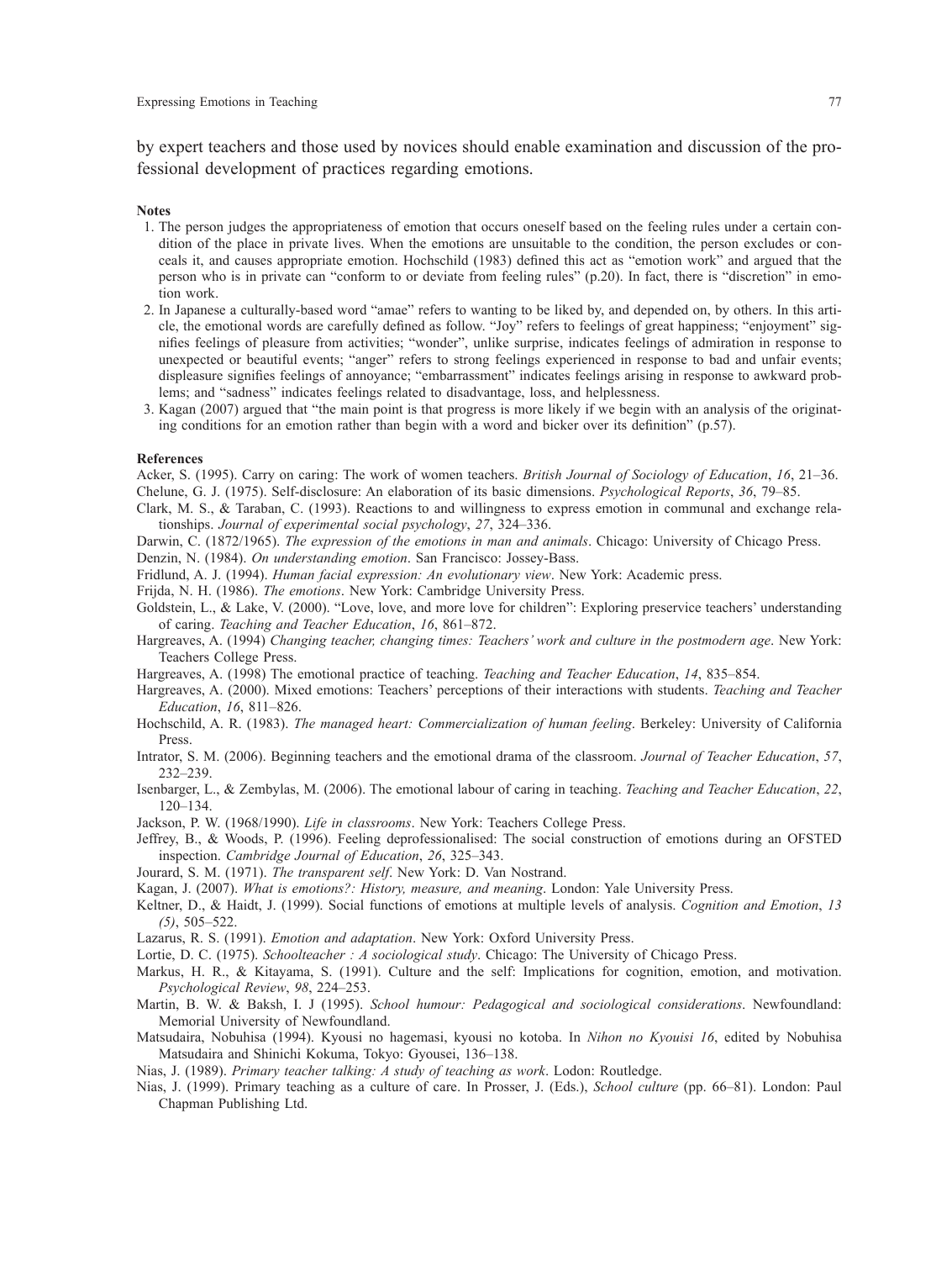by expert teachers and those used by novices should enable examination and discussion of the professional development of practices regarding emotions.

**Notes**

1. The person judges the appropriateness of emotion that occurs oneself based on the feeling rules under a certain condition of the place in private lives. When the emotions are unsuitable to the condition, the person excludes or conceals it, and causes appropriate emotion. Hochschild (1983) defined this act as "emotion work" and argued that the person who is in private can "conform to or deviate from feeling rules" (p.20). In fact, there is "discretion" in emotion work.
2. In Japanese a culturally-based word "amae" refers to wanting to be liked by, and depended on, by others. In this article, the emotional words are carefully defined as follow. "Joy" refers to feelings of great happiness; "enjoyment" signifies feelings of pleasure from activities; "wonder", unlike surprise, indicates feelings of admiration in response to unexpected or beautiful events; "anger" refers to strong feelings experienced in response to bad and unfair events; displeasure signifies feelings of annoyance; "embarrassment" indicates feelings arising in response to awkward problems; and "sadness" indicates feelings related to disadvantage, loss, and helplessness.
3. Kagan (2007) argued that "the main point is that progress is more likely if we begin with an analysis of the originating conditions for an emotion rather than begin with a word and bicker over its definition" (p.57).

**References**

Acker, S. (1995). Carry on caring: The work of women teachers. *British Journal of Sociology of Education*, *16*, 21–36.

Chelune, G. J. (1975). Self-disclosure: An elaboration of its basic dimensions. *Psychological Reports*, *36*, 79–85.

Clark, M. S., & Taraban, C. (1993). Reactions to and willingness to express emotion in communal and exchange relationships. *Journal of experimental social psychology*, *27*, 324–336.

Darwin, C. (1872/1965). *The expression of the emotions in man and animals*. Chicago: University of Chicago Press.

Denzin, N. (1984). *On understanding emotion*. San Francisco: Jossey-Bass.

Fridlund, A. J. (1994). *Human facial expression: An evolutionary view*. New York: Academic press.

Frijda, N. H. (1986). *The emotions*. New York: Cambridge University Press.

Goldstein, L., & Lake, V. (2000). "Love, love, and more love for children": Exploring preservice teachers' understanding of caring. *Teaching and Teacher Education*, *16*, 861–872.

Hargreaves, A. (1994) *Changing teacher, changing times: Teachers' work and culture in the postmodern age*. New York: Teachers College Press.

Hargreaves, A. (1998) The emotional practice of teaching. *Teaching and Teacher Education*, *14*, 835–854.

Hargreaves, A. (2000). Mixed emotions: Teachers' perceptions of their interactions with students. *Teaching and Teacher Education*, *16*, 811–826.

Hochschild, A. R. (1983). *The managed heart: Commercialization of human feeling*. Berkeley: University of California Press.

Intrator, S. M. (2006). Beginning teachers and the emotional drama of the classroom. *Journal of Teacher Education*, *57*, 232–239.

Isenbarger, L., & Zembylas, M. (2006). The emotional labour of caring in teaching. *Teaching and Teacher Education*, *22*, 120–134.

Jackson, P. W. (1968/1990). *Life in classrooms*. New York: Teachers College Press.

Jeffrey, B., & Woods, P. (1996). Feeling deprofessionalised: The social construction of emotions during an OFSTED inspection. *Cambridge Journal of Education*, *26*, 325–343.

Jourard, S. M. (1971). *The transparent self*. New York: D. Van Nostrand.

Kagan, J. (2007). *What is emotions?: History, measure, and meaning*. London: Yale University Press.

Keltner, D., & Haidt, J. (1999). Social functions of emotions at multiple levels of analysis. *Cognition and Emotion*, *13 (5)*, 505–522.

Lazarus, R. S. (1991). *Emotion and adaptation*. New York: Oxford University Press.

Lortie, D. C. (1975). *Schoolteacher : A sociological study*. Chicago: The University of Chicago Press.

Markus, H. R., & Kitayama, S. (1991). Culture and the self: Implications for cognition, emotion, and motivation. *Psychological Review*, *98*, 224–253.

Martin, B. W. & Baksh, I. J (1995). *School humour: Pedagogical and sociological considerations*. Newfoundland: Memorial University of Newfoundland.

Matsudaira, Nobuhisa (1994). Kyousi no hagemasi, kyousi no kotoba. In *Nihon no Kyouisi 16*, edited by Nobuhisa Matsudaira and Shinichi Kokuma, Tokyo: Gyousei, 136–138.

Nias, J. (1989). *Primary teacher talking: A study of teaching as work*. Lodon: Routledge.

Nias, J. (1999). Primary teaching as a culture of care. In Prosser, J. (Eds.), *School culture* (pp. 66–81). London: Paul Chapman Publishing Ltd.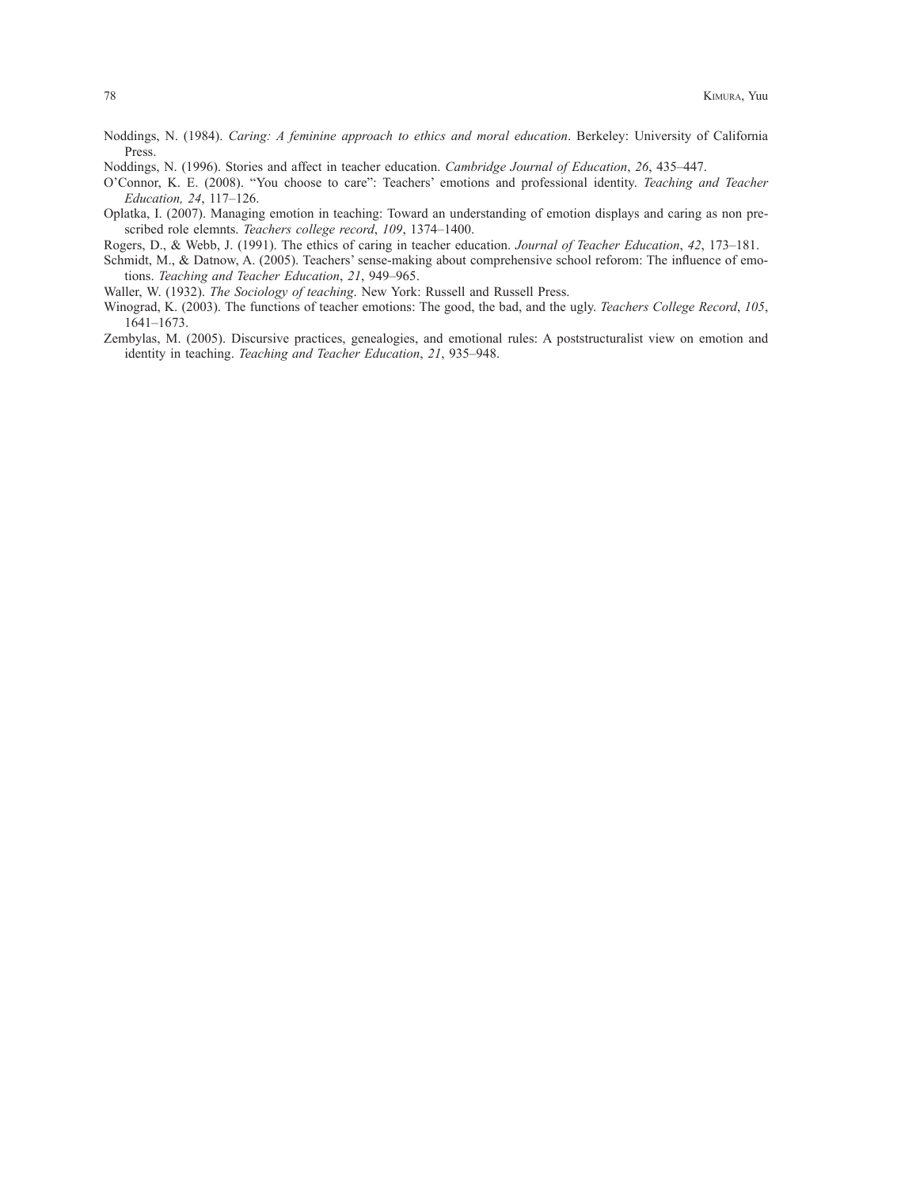Noddings, N. (1984). *Caring: A feminine approach to ethics and moral education*. Berkeley: University of California Press.

Noddings, N. (1996). Stories and affect in teacher education. *Cambridge Journal of Education*, *26*, 435–447.

O'Connor, K. E. (2008). "You choose to care": Teachers' emotions and professional identity. *Teaching and Teacher Education, 24*, 117–126.

Oplatka, I. (2007). Managing emotion in teaching: Toward an understanding of emotion displays and caring as non prescribed role elemnts. *Teachers college record*, *109*, 1374–1400.

Rogers, D., & Webb, J. (1991). The ethics of caring in teacher education. *Journal of Teacher Education*, *42*, 173–181.

Schmidt, M., & Datnow, A. (2005). Teachers' sense-making about comprehensive school reforom: The influence of emotions. *Teaching and Teacher Education*, *21*, 949–965.

Waller, W. (1932). *The Sociology of teaching*. New York: Russell and Russell Press.

Winograd, K. (2003). The functions of teacher emotions: The good, the bad, and the ugly. *Teachers College Record*, *105*, 1641–1673.

Zembylas, M. (2005). Discursive practices, genealogies, and emotional rules: A poststructuralist view on emotion and identity in teaching. *Teaching and Teacher Education*, *21*, 935–948.